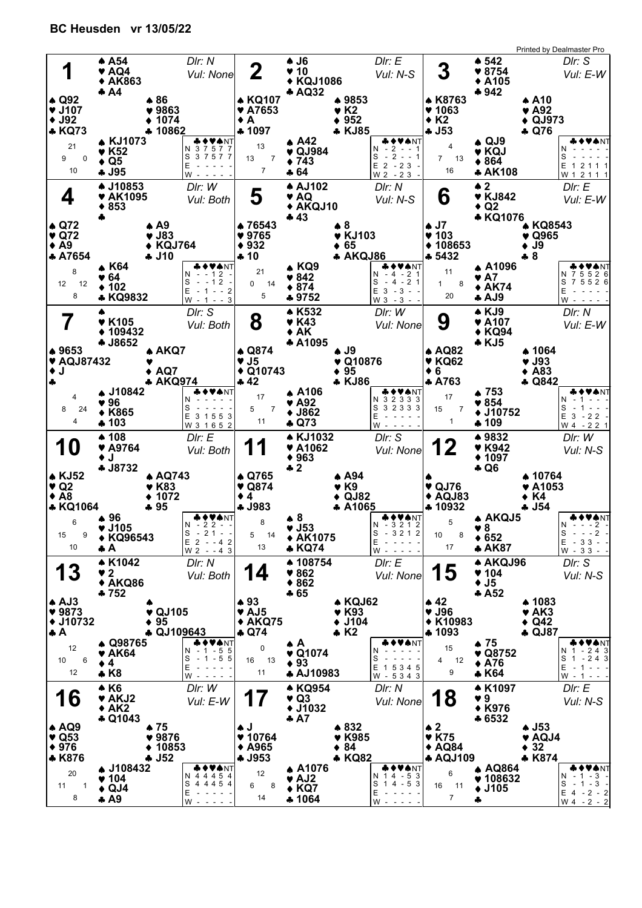## BC Heusden vr 13/05/22

Printed by Dealmaster Pro

### Board 1
Dlr: N, Vul: None

- North: ♠ A54 ♥ AQ4 ♦ AK863 ♣ A4
- West: ♠ Q92 ♥ J107 ♦ J92 ♣ KQ73
- East: ♠ 86 ♥ 9863 ♦ 1074 ♣ 10862
- South: ♠ KJ1073 ♥ K52 ♦ Q5 ♣ J95

HCP: N 21, W 9, E 0, S 10

| | ♣ | ♦ | ♥ | ♠ | NT |
|---|---|---|---|---|---|
| N | 3 | 7 | 5 | 7 | 7 |
| S | 3 | 7 | 5 | 7 | 7 |
| E | - | - | - | - | - |
| W | - | - | - | - | - |

### Board 2
Dlr: E, Vul: N-S

- North: ♠ J6 ♥ 10 ♦ KQJ1086 ♣ AQ32
- West: ♠ KQ107 ♥ A7653 ♦ A ♣ 1097
- East: ♠ 9853 ♥ K2 ♦ 952 ♣ KJ85
- South: ♠ A42 ♥ QJ984 ♦ 743 ♣ 64

HCP: N 13, W 13, E 7, S 7

| | ♣ | ♦ | ♥ | ♠ | NT |
|---|---|---|---|---|---|
| N | - | 2 | - | - | 1 |
| S | - | 2 | - | - | 1 |
| E | 2 | - | 2 | 3 | - |
| W | 2 | - | 2 | 3 | - |

### Board 3
Dlr: S, Vul: E-W

- North: ♠ 542 ♥ 8754 ♦ A105 ♣ 942
- West: ♠ K8763 ♥ 1063 ♦ K2 ♣ J53
- East: ♠ A10 ♥ A92 ♦ QJ973 ♣ Q76
- South: ♠ QJ9 ♥ KQJ ♦ 864 ♣ AK108

HCP: N 4, W 7, E 13, S 16

| | ♣ | ♦ | ♥ | ♠ | NT |
|---|---|---|---|---|---|
| N | - | - | - | - | - |
| S | - | - | - | - | - |
| E | 1 | 2 | 1 | 1 | 1 |
| W | 1 | 2 | 1 | 1 | 1 |

### Board 4
Dlr: W, Vul: Both

- North: ♠ J10853 ♥ AK1095 ♦ 853 ♣ —
- West: ♠ Q72 ♥ Q72 ♦ A9 ♣ A7654
- East: ♠ A9 ♥ J83 ♦ KQJ764 ♣ J10
- South: ♠ K64 ♥ 64 ♦ 102 ♣ KQ9832

HCP: N 8, W 12, E 12, S 8

| | ♣ | ♦ | ♥ | ♠ | NT |
|---|---|---|---|---|---|
| N | - | - | 1 | 2 | - |
| S | - | - | 1 | 2 | - |
| E | - | 1 | - | - | 2 |
| W | - | 1 | - | - | 3 |

### Board 5
Dlr: N, Vul: N-S

- North: ♠ AJ102 ♥ AQ ♦ AKQJ10 ♣ 43
- West: ♠ 76543 ♥ 9765 ♦ 932 ♣ 10
- East: ♠ 8 ♥ KJ103 ♦ 65 ♣ AKQJ86
- South: ♠ KQ9 ♥ 842 ♦ 874 ♣ 9752

HCP: N 21, W 0, E 14, S 5

| | ♣ | ♦ | ♥ | ♠ | NT |
|---|---|---|---|---|---|
| N | - | 4 | - | 2 | 1 |
| S | - | 4 | - | 2 | 1 |
| E | 3 | - | 3 | - | - |
| W | 3 | - | 3 | - | - |

### Board 6
Dlr: E, Vul: E-W

- North: ♠ 2 ♥ KJ842 ♦ Q2 ♣ KQ1076
- West: ♠ J7 ♥ 103 ♦ 108653 ♣ 5432
- East: ♠ KQ8543 ♥ Q965 ♦ J9 ♣ 8
- South: ♠ A1096 ♥ A7 ♦ AK74 ♣ AJ9

HCP: N 11, W 1, E 8, S 20

| | ♣ | ♦ | ♥ | ♠ | NT |
|---|---|---|---|---|---|
| N | 7 | 5 | 5 | 2 | 6 |
| S | 7 | 5 | 5 | 2 | 6 |
| E | - | - | - | - | - |
| W | - | - | - | - | - |

### Board 7
Dlr: S, Vul: Both

- North: ♠ — ♥ K105 ♦ 109432 ♣ J8652
- West: ♠ 9653 ♥ AQJ87432 ♦ J ♣ —
- East: ♠ AKQ7 ♥ — ♦ AQ7 ♣ AKQ974
- South: ♠ J10842 ♥ 96 ♦ K865 ♣ 103

HCP: N 4, W 8, E 24, S 4

| | ♣ | ♦ | ♥ | ♠ | NT |
|---|---|---|---|---|---|
| N | - | - | - | - | - |
| S | - | - | - | - | - |
| E | 3 | 1 | 5 | 5 | 3 |
| W | 3 | 1 | 6 | 5 | 2 |

### Board 8
Dlr: W, Vul: None

- North: ♠ K532 ♥ K43 ♦ AK ♣ A1095
- West: ♠ Q874 ♥ J5 ♦ Q10743 ♣ 42
- East: ♠ J9 ♥ Q10876 ♦ 95 ♣ KJ86
- South: ♠ A106 ♥ A92 ♦ J862 ♣ Q73

HCP: N 17, W 5, E 7, S 11

| | ♣ | ♦ | ♥ | ♠ | NT |
|---|---|---|---|---|---|
| N | 3 | 2 | 3 | 3 | 3 |
| S | 3 | 2 | 3 | 3 | 3 |
| E | - | - | - | - | - |
| W | - | - | - | - | - |

### Board 9
Dlr: N, Vul: E-W

- North: ♠ KJ9 ♥ A107 ♦ KQ94 ♣ KJ5
- West: ♠ AQ82 ♥ KQ62 ♦ 6 ♣ A763
- East: ♠ 1064 ♥ J93 ♦ A83 ♣ Q842
- South: ♠ 753 ♥ 854 ♦ J10752 ♣ 109

HCP: N 17, W 15, E 7, S 1

| | ♣ | ♦ | ♥ | ♠ | NT |
|---|---|---|---|---|---|
| N | - | 1 | - | - | - |
| S | - | 1 | - | - | - |
| E | 3 | - | 2 | 2 | - |
| W | 4 | - | 2 | 2 | 1 |

### Board 10
Dlr: E, Vul: Both

- North: ♠ 108 ♥ A9764 ♦ J ♣ J8732
- West: ♠ KJ52 ♥ Q2 ♦ A8 ♣ KQ1064
- East: ♠ AQ743 ♥ K83 ♦ 1072 ♣ 95
- South: ♠ 96 ♥ J105 ♦ KQ96543 ♣ A

HCP: N 6, W 15, E 9, S 10

| | ♣ | ♦ | ♥ | ♠ | NT |
|---|---|---|---|---|---|
| N | - | 2 | 2 | - | - |
| S | - | 2 | 1 | - | - |
| E | 2 | - | - | 4 | 2 |
| W | 2 | - | - | 4 | 3 |

### Board 11
Dlr: S, Vul: None

- North: ♠ KJ1032 ♥ A1062 ♦ 963 ♣ 2
- West: ♠ Q765 ♥ Q874 ♦ 4 ♣ J983
- East: ♠ A94 ♥ K9 ♦ QJ82 ♣ A1065
- South: ♠ 8 ♥ J53 ♦ AK1075 ♣ KQ74

HCP: N 8, W 5, E 14, S 13

| | ♣ | ♦ | ♥ | ♠ | NT |
|---|---|---|---|---|---|
| N | - | 3 | 2 | 1 | 2 |
| S | - | 3 | 2 | 1 | 2 |
| E | - | - | - | - | - |
| W | - | - | - | - | - |

### Board 12
Dlr: W, Vul: N-S

- North: ♠ 9832 ♥ K942 ♦ 1097 ♣ Q6
- West: ♠ — ♥ QJ76 ♦ AQJ83 ♣ 10932
- East: ♠ 10764 ♥ A1053 ♦ K4 ♣ J54
- South: ♠ AKQJ5 ♥ 8 ♦ 652 ♣ AK87

HCP: N 5, W 10, E 8, S 17

| | ♣ | ♦ | ♥ | ♠ | NT |
|---|---|---|---|---|---|
| N | - | - | - | 2 | - |
| S | - | - | - | 2 | - |
| E | - | 3 | 3 | - | - |
| W | - | 3 | 3 | - | - |

### Board 13
Dlr: N, Vul: Both

- North: ♠ K1042 ♥ 2 ♦ AKQ86 ♣ 752
- West: ♠ AJ3 ♥ 9873 ♦ J10732 ♣ A
- East: ♠ — ♥ QJ105 ♦ 95 ♣ QJ109643
- South: ♠ Q98765 ♥ AK64 ♦ 4 ♣ K8

HCP: N 12, W 10, E 6, S 12

| | ♣ | ♦ | ♥ | ♠ | NT |
|---|---|---|---|---|---|
| N | - | 1 | - | 5 | 5 |
| S | - | 1 | - | 5 | 5 |
| E | - | - | - | - | - |
| W | - | - | - | - | - |

### Board 14
Dlr: E, Vul: None

- North: ♠ 108754 ♥ 862 ♦ 862 ♣ 65
- West: ♠ 93 ♥ AJ5 ♦ AKQ75 ♣ Q74
- East: ♠ KQJ62 ♥ K93 ♦ J104 ♣ K2
- South: ♠ A ♥ Q1074 ♦ 93 ♣ AJ10983

HCP: N 0, W 16, E 13, S 11

| | ♣ | ♦ | ♥ | ♠ | NT |
|---|---|---|---|---|---|
| N | - | - | - | - | - |
| S | - | - | - | - | - |
| E | 1 | 5 | 3 | 4 | 5 |
| W | - | 5 | 3 | 4 | 3 |

### Board 15
Dlr: S, Vul: N-S

- North: ♠ AKQJ96 ♥ 104 ♦ J5 ♣ A52
- West: ♠ 42 ♥ J96 ♦ K10983 ♣ 1093
- East: ♠ 1083 ♥ AK3 ♦ Q42 ♣ QJ87
- South: ♠ 75 ♥ Q8752 ♦ A76 ♣ K64

HCP: N 15, W 4, E 12, S 9

| | ♣ | ♦ | ♥ | ♠ | NT |
|---|---|---|---|---|---|
| N | 1 | - | 2 | 4 | 3 |
| S | 1 | - | 2 | 4 | 3 |
| E | - | 1 | - | - | - |
| W | - | 1 | - | - | - |

### Board 16
Dlr: W, Vul: E-W

- North: ♠ K6 ♥ AKJ2 ♦ AK2 ♣ Q1043
- West: ♠ AQ9 ♥ Q53 ♦ 976 ♣ K876
- East: ♠ 75 ♥ 9876 ♦ 10853 ♣ J52
- South: ♠ J108432 ♥ 104 ♦ QJ4 ♣ A9

HCP: N 20, W 11, E 1, S 8

| | ♣ | ♦ | ♥ | ♠ | NT |
|---|---|---|---|---|---|
| N | 4 | 4 | 4 | 5 | 4 |
| S | 4 | 4 | 4 | 5 | 4 |
| E | - | - | - | - | - |
| W | - | - | - | - | - |

### Board 17
Dlr: N, Vul: None

- North: ♠ KQ954 ♥ Q3 ♦ J1032 ♣ A7
- West: ♠ J ♥ 10764 ♦ A965 ♣ J953
- East: ♠ 832 ♥ K985 ♦ 84 ♣ KQ82
- South: ♠ A1076 ♥ AJ2 ♦ KQ7 ♣ 1064

HCP: N 12, W 6, E 8, S 14

| | ♣ | ♦ | ♥ | ♠ | NT |
|---|---|---|---|---|---|
| N | 1 | 4 | - | 5 | 3 |
| S | 1 | 4 | - | 5 | 3 |
| E | - | - | - | - | - |
| W | - | - | - | - | - |

### Board 18
Dlr: E, Vul: N-S

- North: ♠ K1097 ♥ 9 ♦ K976 ♣ 6532
- West: ♠ 2 ♥ K75 ♦ AQ84 ♣ AQJ109
- East: ♠ J53 ♥ AQJ4 ♦ 32 ♣ K874
- South: ♠ AQ864 ♥ 108632 ♦ J105 ♣ —

HCP: N 6, W 16, E 11, S 7

| | ♣ | ♦ | ♥ | ♠ | NT |
|---|---|---|---|---|---|
| N | - | 1 | - | 3 | - |
| S | - | 1 | - | 3 | - |
| E | 4 | - | 2 | - | 2 |
| W | 4 | - | 2 | - | 2 |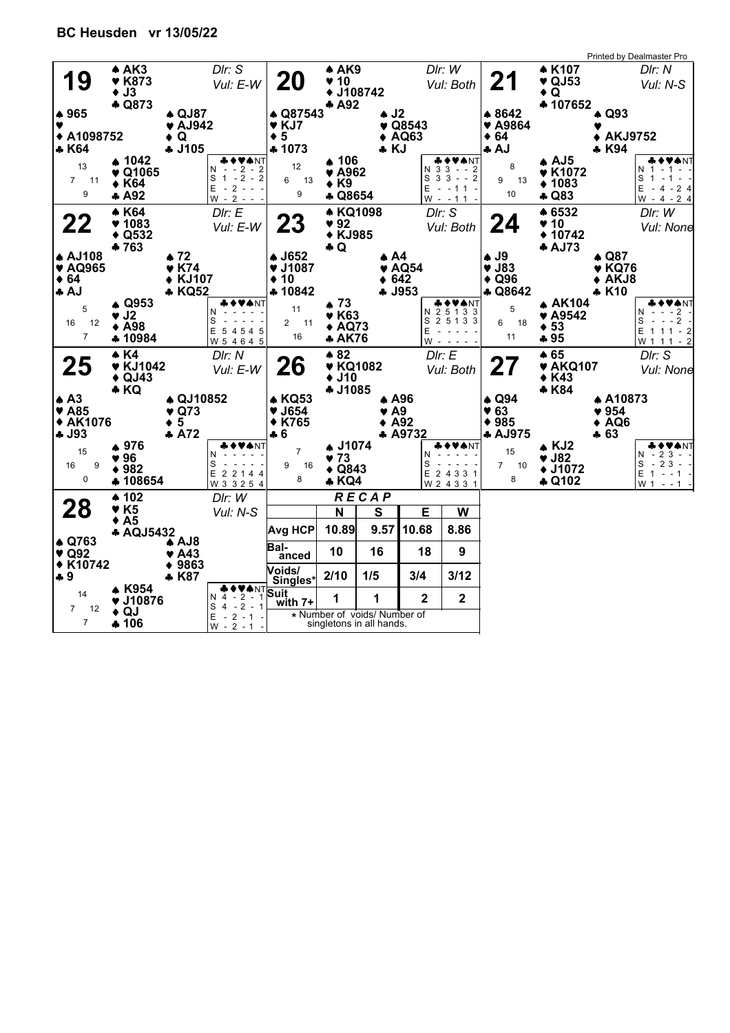# BC Heusden vr 13/05/22

Printed by Dealmaster Pro

## 19

Dlr: S — Vul: E-W

- North: ♠ AK3 ♥ K873 ♦ J3 ♣ Q873
- West: ♠ 965 ♥ ♦ A1098752 ♣ K64
- East: ♠ QJ87 ♥ AJ942 ♦ Q ♣ J105
- South: ♠ 1042 ♥ Q1065 ♦ K64 ♣ A92

HCP: N 13, W 7, E 11, S 9

| | ♣ | ♦ | ♥ | ♠ | NT |
|---|---|---|---|---|---|
| N | - | - | 2 | - | 2 |
| S | 1 | - | 2 | - | 2 |
| E | - | 2 | - | - | - |
| W | - | 2 | - | - | - |

## 20

Dlr: W — Vul: Both

- North: ♠ AK9 ♥ 10 ♦ J108742 ♣ A92
- West: ♠ Q87543 ♥ KJ7 ♦ 5 ♣ 1073
- East: ♠ J2 ♥ Q8543 ♦ AQ63 ♣ KJ
- South: ♠ 106 ♥ A962 ♦ K9 ♣ Q8654

HCP: N 12, W 6, E 13, S 9

| | ♣ | ♦ | ♥ | ♠ | NT |
|---|---|---|---|---|---|
| N | 3 | 3 | - | - | 2 |
| S | 3 | 3 | - | - | 2 |
| E | - | - | 1 | 1 | - |
| W | - | - | 1 | 1 | - |

## 21

Dlr: N — Vul: N-S

- North: ♠ K107 ♥ QJ53 ♦ Q ♣ 107652
- West: ♠ 8642 ♥ A9864 ♦ 64 ♣ AJ
- East: ♠ Q93 ♥ ♦ AKJ9752 ♣ K94
- South: ♠ AJ5 ♥ K1072 ♦ 1083 ♣ Q83

HCP: N 8, W 9, E 13, S 10

| | ♣ | ♦ | ♥ | ♠ | NT |
|---|---|---|---|---|---|
| N | 1 | - | 1 | - | - |
| S | 1 | - | 1 | - | - |
| E | - | 4 | - | 2 | 4 |
| W | - | 4 | - | 2 | 4 |

## 22

Dlr: E — Vul: E-W

- North: ♠ K64 ♥ 1083 ♦ Q532 ♣ 763
- West: ♠ AJ108 ♥ AQ965 ♦ 64 ♣ AJ
- East: ♠ 72 ♥ K74 ♦ KJ107 ♣ KQ52
- South: ♠ Q953 ♥ J2 ♦ A98 ♣ 10984

HCP: N 5, W 16, E 12, S 7

| | ♣ | ♦ | ♥ | ♠ | NT |
|---|---|---|---|---|---|
| N | - | - | - | - | - |
| S | - | - | - | - | - |
| E | 5 | 4 | 5 | 4 | 5 |
| W | 5 | 4 | 6 | 4 | 5 |

## 23

Dlr: S — Vul: Both

- North: ♠ KQ1098 ♥ 92 ♦ KJ985 ♣ Q
- West: ♠ J652 ♥ J1087 ♦ 10 ♣ 10842
- East: ♠ A4 ♥ AQ54 ♦ 642 ♣ J953
- South: ♠ 73 ♥ K63 ♦ AQ73 ♣ AK76

HCP: N 11, W 2, E 11, S 16

| | ♣ | ♦ | ♥ | ♠ | NT |
|---|---|---|---|---|---|
| N | 2 | 5 | 1 | 3 | 3 |
| S | 2 | 5 | 1 | 3 | 3 |
| E | - | - | - | - | - |
| W | - | - | - | - | - |

## 24

Dlr: W — Vul: None

- North: ♠ 6532 ♥ 10 ♦ 10742 ♣ AJ73
- West: ♠ J9 ♥ J83 ♦ Q96 ♣ Q8642
- East: ♠ Q87 ♥ KQ76 ♦ AKJ8 ♣ K10
- South: ♠ AK104 ♥ A9542 ♦ 53 ♣ 95

HCP: N 5, W 6, E 18, S 11

| | ♣ | ♦ | ♥ | ♠ | NT |
|---|---|---|---|---|---|
| N | - | - | - | 2 | - |
| S | - | - | - | 2 | - |
| E | 1 | 1 | 1 | - | 2 |
| W | 1 | 1 | 1 | - | 2 |

## 25

Dlr: N — Vul: E-W

- North: ♠ K4 ♥ KJ1042 ♦ QJ43 ♣ KQ
- West: ♠ A3 ♥ A85 ♦ AK1076 ♣ J93
- East: ♠ QJ10852 ♥ Q73 ♦ 5 ♣ A72
- South: ♠ 976 ♥ 96 ♦ 982 ♣ 108654

HCP: N 15, W 16, E 9, S 0

| | ♣ | ♦ | ♥ | ♠ | NT |
|---|---|---|---|---|---|
| N | - | - | - | - | - |
| S | - | - | - | - | - |
| E | 2 | 2 | 1 | 4 | 4 |
| W | 3 | 3 | 2 | 5 | 4 |

## 26

Dlr: E — Vul: Both

- North: ♠ 82 ♥ KQ1082 ♦ J10 ♣ J1085
- West: ♠ KQ53 ♥ J654 ♦ K765 ♣ 6
- East: ♠ A96 ♥ A9 ♦ A92 ♣ A9732
- South: ♠ J1074 ♥ 73 ♦ Q843 ♣ KQ4

HCP: N 7, W 9, E 16, S 8

| | ♣ | ♦ | ♥ | ♠ | NT |
|---|---|---|---|---|---|
| N | - | - | - | - | - |
| S | - | - | - | - | - |
| E | 2 | 4 | 3 | 3 | 1 |
| W | 2 | 4 | 3 | 3 | 1 |

## 27

Dlr: S — Vul: None

- North: ♠ 65 ♥ AKQ107 ♦ K43 ♣ K84
- West: ♠ Q94 ♥ 63 ♦ 985 ♣ AJ975
- East: ♠ A10873 ♥ 954 ♦ AQ6 ♣ 63
- South: ♠ KJ2 ♥ J82 ♦ J1072 ♣ Q102

HCP: N 15, W 7, E 10, S 8

| | ♣ | ♦ | ♥ | ♠ | NT |
|---|---|---|---|---|---|
| N | - | 2 | 3 | - | - |
| S | - | 2 | 3 | - | - |
| E | 1 | - | - | 1 | - |
| W | 1 | - | - | 1 | - |

## 28

Dlr: W — Vul: N-S

- North: ♠ 102 ♥ K5 ♦ A5 ♣ AQJ5432
- West: ♠ Q763 ♥ Q92 ♦ K10742 ♣ 9
- East: ♠ AJ8 ♥ A43 ♦ 9863 ♣ K87
- South: ♠ K954 ♥ J10876 ♦ QJ ♣ 106

HCP: N 14, W 7, E 12, S 7

| | ♣ | ♦ | ♥ | ♠ | NT |
|---|---|---|---|---|---|
| N | 4 | - | 2 | - | 1 |
| S | 4 | - | 2 | - | 1 |
| E | - | 2 | - | 1 | - |
| W | - | 2 | - | 1 | - |

## RECAP

| | N | S | E | W |
|---|---|---|---|---|
| Avg HCP | 10.89 | 9.57 | 10.68 | 8.86 |
| Balanced | 10 | 16 | 18 | 9 |
| Voids/ Singles* | 2/10 | 1/5 | 3/4 | 3/12 |
| Suit with 7+ | 1 | 1 | 2 | 2 |

\* Number of voids/ Number of singletons in all hands.